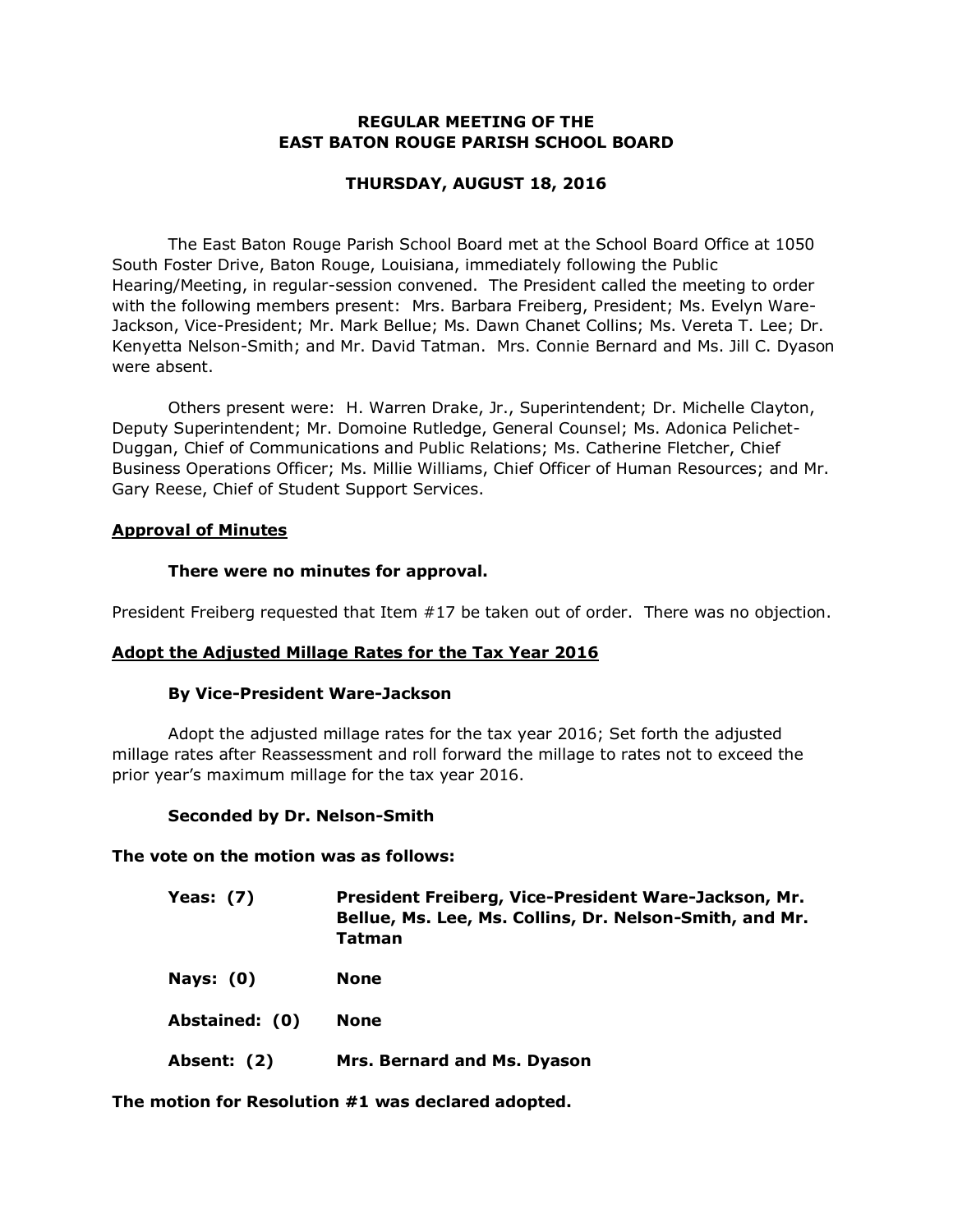# REGULAR MEETING OF THE EAST BATON ROUGE PARISH SCHOOL BOARD

## THURSDAY, AUGUST 18, 2016

The East Baton Rouge Parish School Board met at the School Board Office at 1050 South Foster Drive, Baton Rouge, Louisiana, immediately following the Public Hearing/Meeting, in regular-session convened. The President called the meeting to order with the following members present: Mrs. Barbara Freiberg, President; Ms. Evelyn Ware-Jackson, Vice-President; Mr. Mark Bellue; Ms. Dawn Chanet Collins; Ms. Vereta T. Lee; Dr. Kenyetta Nelson-Smith; and Mr. David Tatman. Mrs. Connie Bernard and Ms. Jill C. Dyason were absent.

Others present were: H. Warren Drake, Jr., Superintendent; Dr. Michelle Clayton, Deputy Superintendent; Mr. Domoine Rutledge, General Counsel; Ms. Adonica Pelichet-Duggan, Chief of Communications and Public Relations; Ms. Catherine Fletcher, Chief Business Operations Officer; Ms. Millie Williams, Chief Officer of Human Resources; and Mr. Gary Reese, Chief of Student Support Services.

### Approval of Minutes

**There were no minutes for approval.**

President Freiberg requested that Item #17 be taken out of order. There was no objection.

### Adopt the Adjusted Millage Rates for the Tax Year 2016

**By Vice-President Ware-Jackson**

Adopt the adjusted millage rates for the tax year 2016; Set forth the adjusted millage rates after Reassessment and roll forward the millage to rates not to exceed the prior year's maximum millage for the tax year 2016.

**Seconded by Dr. Nelson-Smith**

**The vote on the motion was as follows:**

**Yeas: (7)** **President Freiberg, Vice-President Ware-Jackson, Mr. Bellue, Ms. Lee, Ms. Collins, Dr. Nelson-Smith, and Mr. Tatman**

**Nays: (0)** **None**

**Abstained: (0)** **None**

**Absent: (2)** **Mrs. Bernard and Ms. Dyason**

**The motion for Resolution #1 was declared adopted.**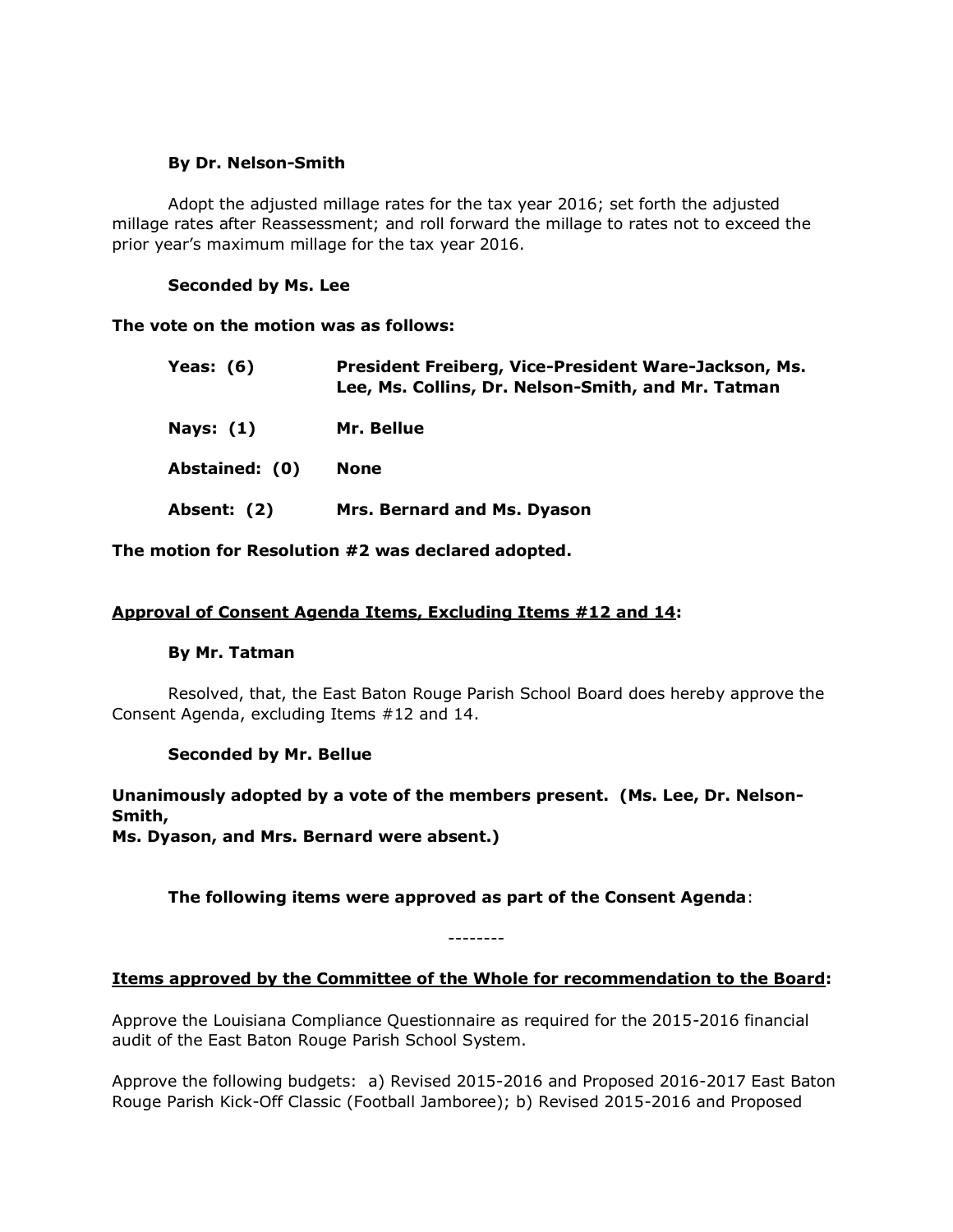**By Dr. Nelson-Smith**

Adopt the adjusted millage rates for the tax year 2016; set forth the adjusted millage rates after Reassessment; and roll forward the millage to rates not to exceed the prior year's maximum millage for the tax year 2016.

**Seconded by Ms. Lee**

**The vote on the motion was as follows:**

| | |
|---|---|
| **Yeas: (6)** | **President Freiberg, Vice-President Ware-Jackson, Ms. Lee, Ms. Collins, Dr. Nelson-Smith, and Mr. Tatman** |
| **Nays: (1)** | **Mr. Bellue** |
| **Abstained: (0)** | **None** |
| **Absent: (2)** | **Mrs. Bernard and Ms. Dyason** |

**The motion for Resolution #2 was declared adopted.**

**<u>Approval of Consent Agenda Items, Excluding Items #12 and 14</u>:**

**By Mr. Tatman**

Resolved, that, the East Baton Rouge Parish School Board does hereby approve the Consent Agenda, excluding Items #12 and 14.

**Seconded by Mr. Bellue**

**Unanimously adopted by a vote of the members present. (Ms. Lee, Dr. Nelson-Smith,
Ms. Dyason, and Mrs. Bernard were absent.)**

**The following items were approved as part of the Consent Agenda**:

--------

**<u>Items approved by the Committee of the Whole for recommendation to the Board</u>:**

Approve the Louisiana Compliance Questionnaire as required for the 2015-2016 financial audit of the East Baton Rouge Parish School System.

Approve the following budgets: a) Revised 2015-2016 and Proposed 2016-2017 East Baton Rouge Parish Kick-Off Classic (Football Jamboree); b) Revised 2015-2016 and Proposed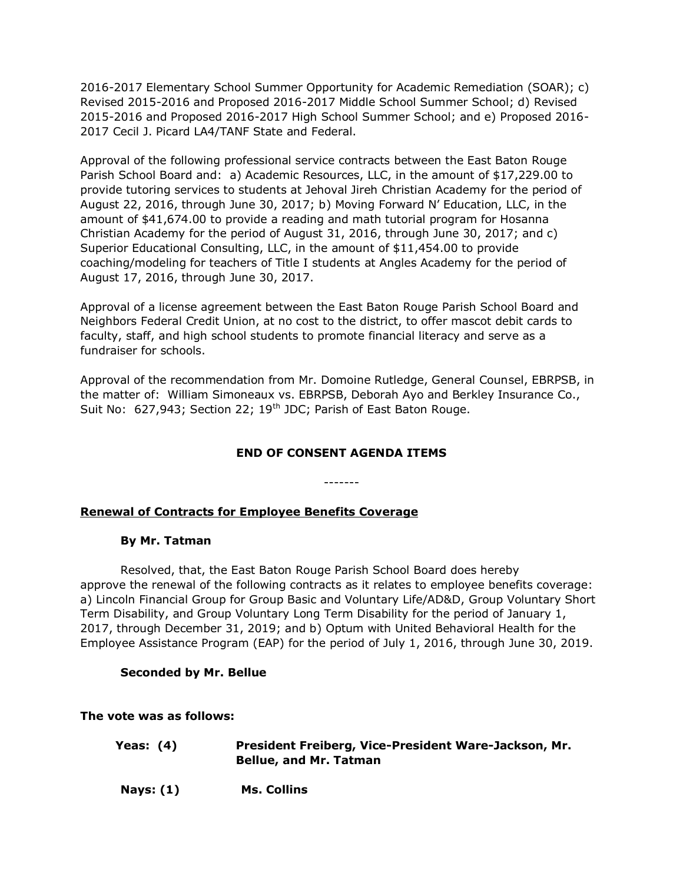2016-2017 Elementary School Summer Opportunity for Academic Remediation (SOAR); c) Revised 2015-2016 and Proposed 2016-2017 Middle School Summer School; d) Revised 2015-2016 and Proposed 2016-2017 High School Summer School; and e) Proposed 2016-2017 Cecil J. Picard LA4/TANF State and Federal.

Approval of the following professional service contracts between the East Baton Rouge Parish School Board and: a) Academic Resources, LLC, in the amount of $17,229.00 to provide tutoring services to students at Jehoval Jireh Christian Academy for the period of August 22, 2016, through June 30, 2017; b) Moving Forward N' Education, LLC, in the amount of $41,674.00 to provide a reading and math tutorial program for Hosanna Christian Academy for the period of August 31, 2016, through June 30, 2017; and c) Superior Educational Consulting, LLC, in the amount of $11,454.00 to provide coaching/modeling for teachers of Title I students at Angles Academy for the period of August 17, 2016, through June 30, 2017.

Approval of a license agreement between the East Baton Rouge Parish School Board and Neighbors Federal Credit Union, at no cost to the district, to offer mascot debit cards to faculty, staff, and high school students to promote financial literacy and serve as a fundraiser for schools.

Approval of the recommendation from Mr. Domoine Rutledge, General Counsel, EBRPSB, in the matter of: William Simoneaux vs. EBRPSB, Deborah Ayo and Berkley Insurance Co., Suit No: 627,943; Section 22; 19th JDC; Parish of East Baton Rouge.

**END OF CONSENT AGENDA ITEMS**

-------

**Renewal of Contracts for Employee Benefits Coverage**

**By Mr. Tatman**

Resolved, that, the East Baton Rouge Parish School Board does hereby approve the renewal of the following contracts as it relates to employee benefits coverage: a) Lincoln Financial Group for Group Basic and Voluntary Life/AD&D, Group Voluntary Short Term Disability, and Group Voluntary Long Term Disability for the period of January 1, 2017, through December 31, 2019; and b) Optum with United Behavioral Health for the Employee Assistance Program (EAP) for the period of July 1, 2016, through June 30, 2019.

**Seconded by Mr. Bellue**

**The vote was as follows:**

**Yeas: (4)** **President Freiberg, Vice-President Ware-Jackson, Mr. Bellue, and Mr. Tatman**

**Nays: (1)** **Ms. Collins**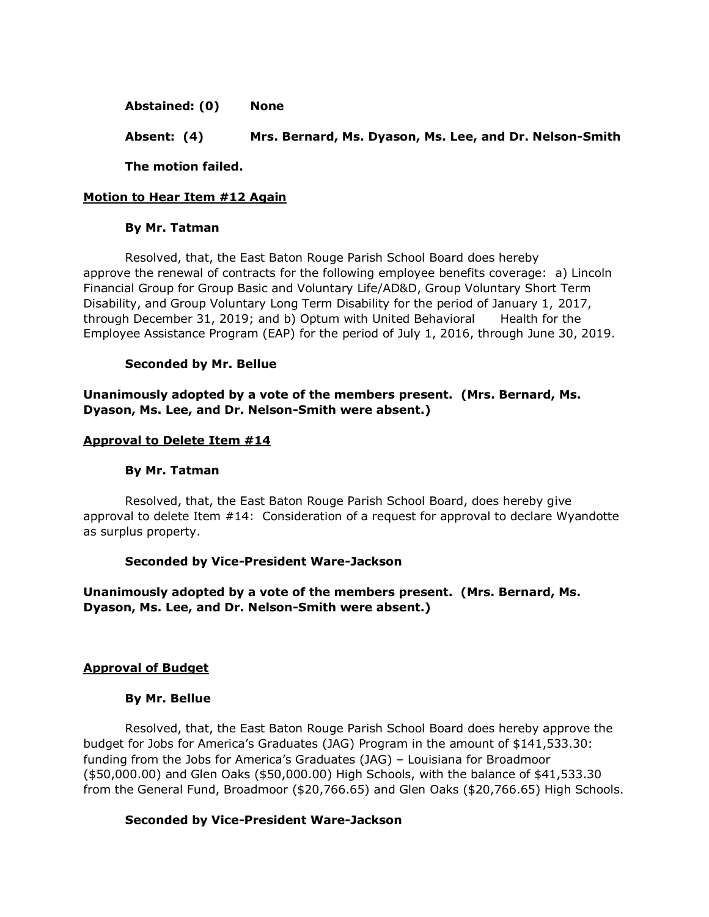**Abstained: (0)** **None**

**Absent: (4)** **Mrs. Bernard, Ms. Dyason, Ms. Lee, and Dr. Nelson-Smith**

**The motion failed.**

**Motion to Hear Item #12 Again**

**By Mr. Tatman**

Resolved, that, the East Baton Rouge Parish School Board does hereby approve the renewal of contracts for the following employee benefits coverage: a) Lincoln Financial Group for Group Basic and Voluntary Life/AD&D, Group Voluntary Short Term Disability, and Group Voluntary Long Term Disability for the period of January 1, 2017, through December 31, 2019; and b) Optum with United Behavioral Health for the Employee Assistance Program (EAP) for the period of July 1, 2016, through June 30, 2019.

**Seconded by Mr. Bellue**

**Unanimously adopted by a vote of the members present. (Mrs. Bernard, Ms. Dyason, Ms. Lee, and Dr. Nelson-Smith were absent.)**

**Approval to Delete Item #14**

**By Mr. Tatman**

Resolved, that, the East Baton Rouge Parish School Board, does hereby give approval to delete Item #14: Consideration of a request for approval to declare Wyandotte as surplus property.

**Seconded by Vice-President Ware-Jackson**

**Unanimously adopted by a vote of the members present. (Mrs. Bernard, Ms. Dyason, Ms. Lee, and Dr. Nelson-Smith were absent.)**

**Approval of Budget**

**By Mr. Bellue**

Resolved, that, the East Baton Rouge Parish School Board does hereby approve the budget for Jobs for America's Graduates (JAG) Program in the amount of $141,533.30: funding from the Jobs for America's Graduates (JAG) – Louisiana for Broadmoor ($50,000.00) and Glen Oaks ($50,000.00) High Schools, with the balance of $41,533.30 from the General Fund, Broadmoor ($20,766.65) and Glen Oaks ($20,766.65) High Schools.

**Seconded by Vice-President Ware-Jackson**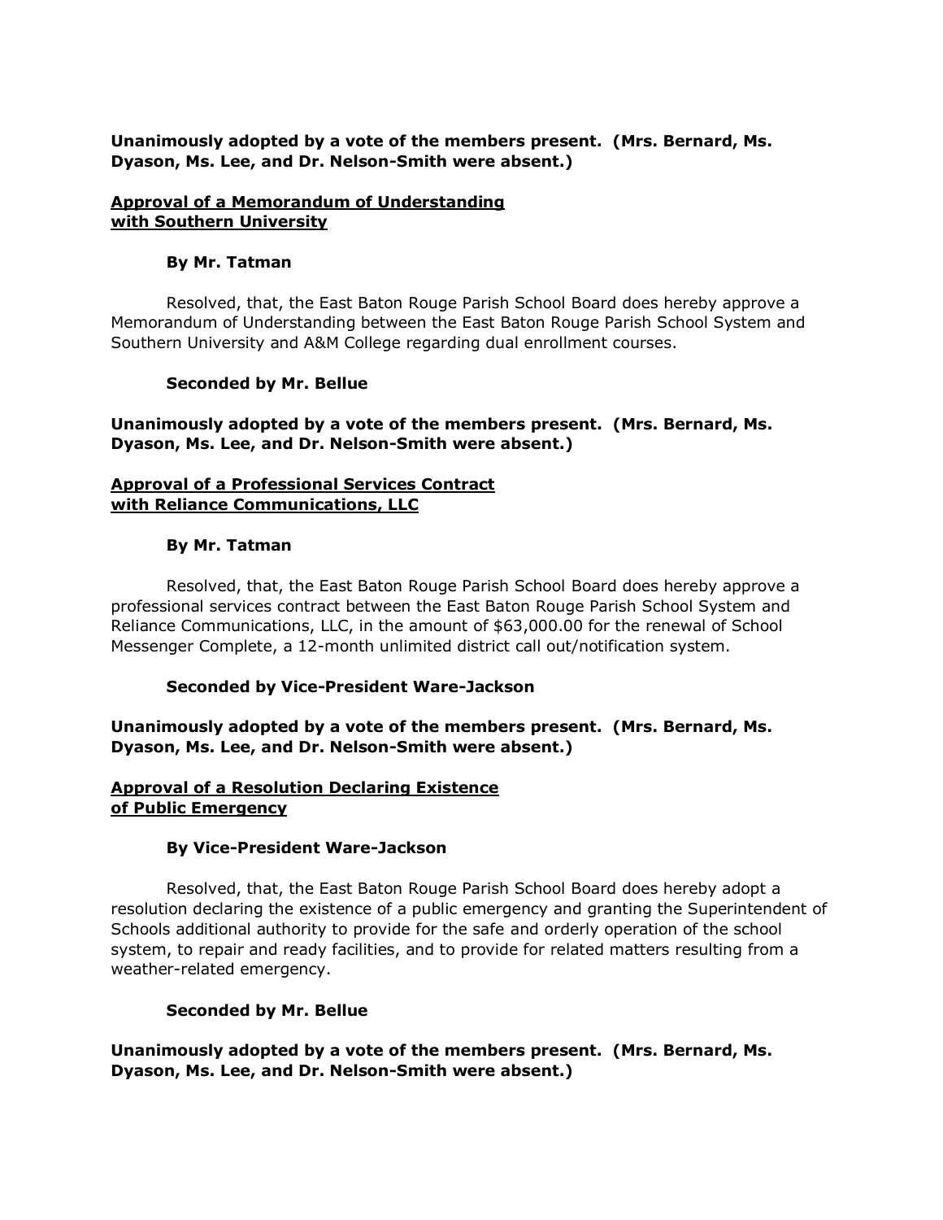**Unanimously adopted by a vote of the members present. (Mrs. Bernard, Ms. Dyason, Ms. Lee, and Dr. Nelson-Smith were absent.)**

**Approval of a Memorandum of Understanding with Southern University**

**By Mr. Tatman**

Resolved, that, the East Baton Rouge Parish School Board does hereby approve a Memorandum of Understanding between the East Baton Rouge Parish School System and Southern University and A&M College regarding dual enrollment courses.

**Seconded by Mr. Bellue**

**Unanimously adopted by a vote of the members present. (Mrs. Bernard, Ms. Dyason, Ms. Lee, and Dr. Nelson-Smith were absent.)**

**Approval of a Professional Services Contract with Reliance Communications, LLC**

**By Mr. Tatman**

Resolved, that, the East Baton Rouge Parish School Board does hereby approve a professional services contract between the East Baton Rouge Parish School System and Reliance Communications, LLC, in the amount of $63,000.00 for the renewal of School Messenger Complete, a 12-month unlimited district call out/notification system.

**Seconded by Vice-President Ware-Jackson**

**Unanimously adopted by a vote of the members present. (Mrs. Bernard, Ms. Dyason, Ms. Lee, and Dr. Nelson-Smith were absent.)**

**Approval of a Resolution Declaring Existence of Public Emergency**

**By Vice-President Ware-Jackson**

Resolved, that, the East Baton Rouge Parish School Board does hereby adopt a resolution declaring the existence of a public emergency and granting the Superintendent of Schools additional authority to provide for the safe and orderly operation of the school system, to repair and ready facilities, and to provide for related matters resulting from a weather-related emergency.

**Seconded by Mr. Bellue**

**Unanimously adopted by a vote of the members present. (Mrs. Bernard, Ms. Dyason, Ms. Lee, and Dr. Nelson-Smith were absent.)**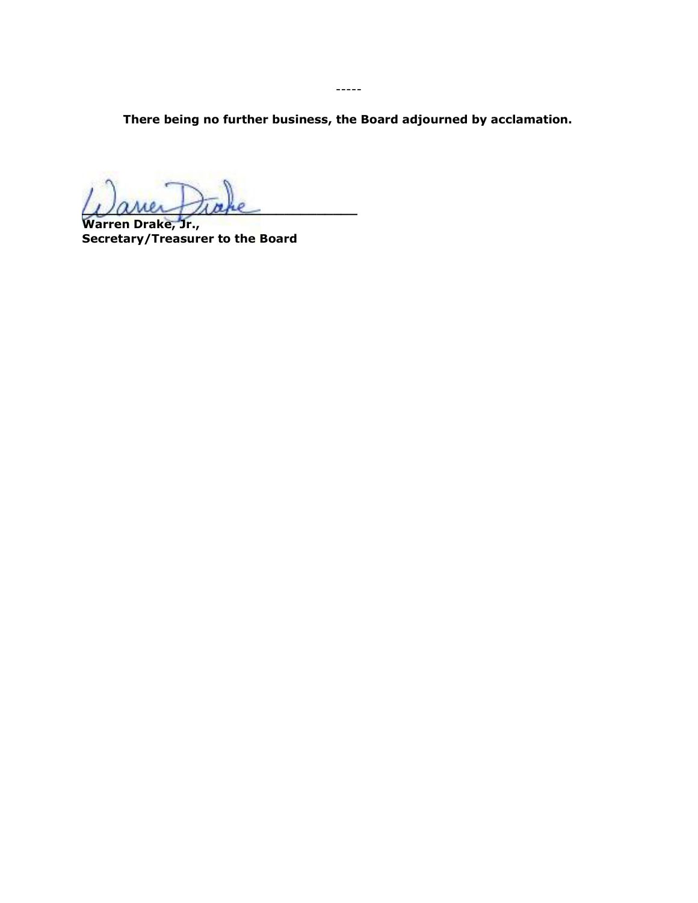-----

**There being no further business, the Board adjourned by acclamation.**

\_\_\_\_\_\_\_\_\_\_\_\_\_\_\_\_\_\_\_\_\_\_\_\_\_\_\_\_\_\_\_\_

**Warren Drake, Jr.,**
**Secretary/Treasurer to the Board**